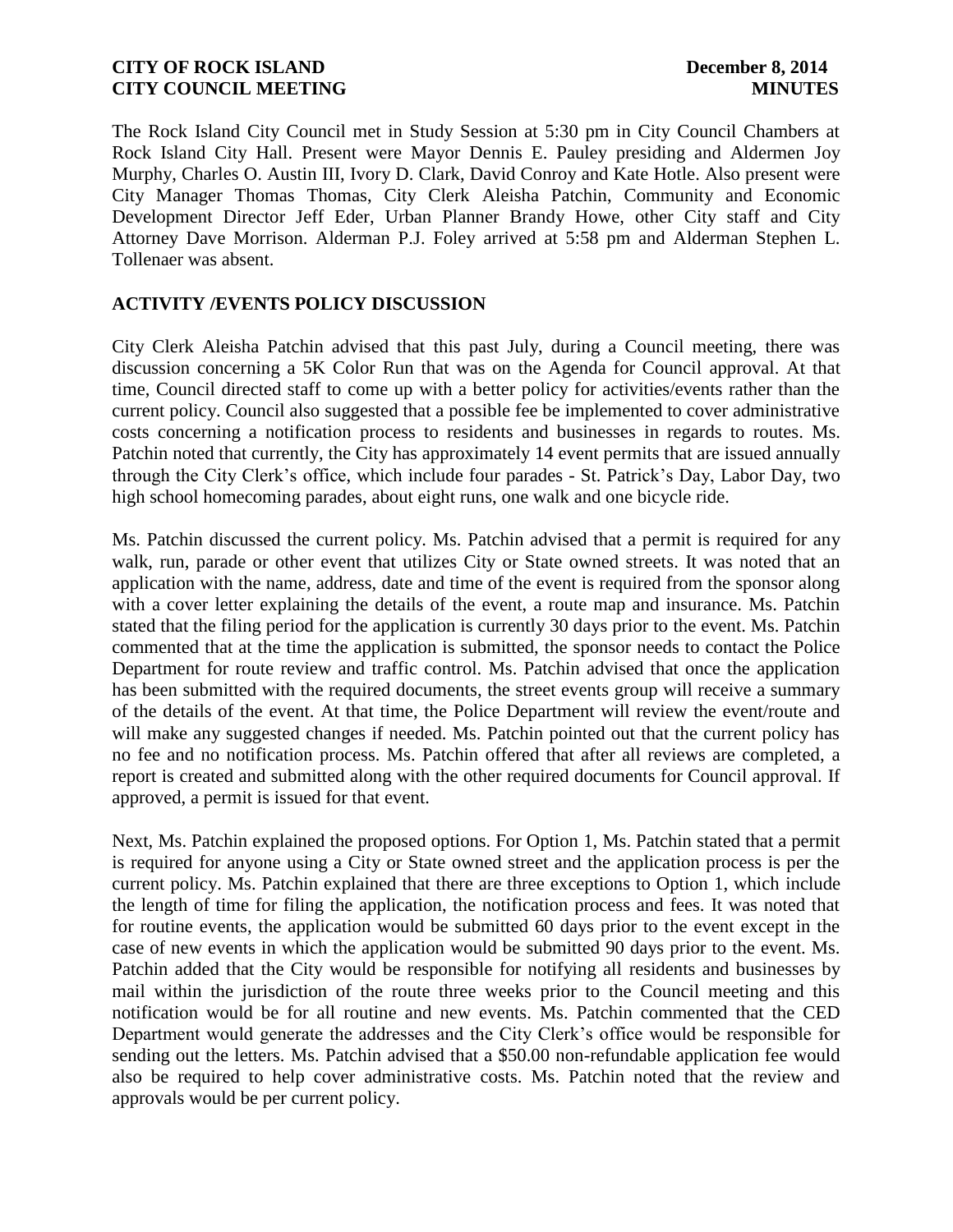The Rock Island City Council met in Study Session at 5:30 pm in City Council Chambers at Rock Island City Hall. Present were Mayor Dennis E. Pauley presiding and Aldermen Joy Murphy, Charles O. Austin III, Ivory D. Clark, David Conroy and Kate Hotle. Also present were City Manager Thomas Thomas, City Clerk Aleisha Patchin, Community and Economic Development Director Jeff Eder, Urban Planner Brandy Howe, other City staff and City Attorney Dave Morrison. Alderman P.J. Foley arrived at 5:58 pm and Alderman Stephen L. Tollenaer was absent.

## ACTIVITY /EVENTS POLICY DISCUSSION

City Clerk Aleisha Patchin advised that this past July, during a Council meeting, there was discussion concerning a 5K Color Run that was on the Agenda for Council approval. At that time, Council directed staff to come up with a better policy for activities/events rather than the current policy. Council also suggested that a possible fee be implemented to cover administrative costs concerning a notification process to residents and businesses in regards to routes. Ms. Patchin noted that currently, the City has approximately 14 event permits that are issued annually through the City Clerk's office, which include four parades - St. Patrick's Day, Labor Day, two high school homecoming parades, about eight runs, one walk and one bicycle ride.

Ms. Patchin discussed the current policy. Ms. Patchin advised that a permit is required for any walk, run, parade or other event that utilizes City or State owned streets. It was noted that an application with the name, address, date and time of the event is required from the sponsor along with a cover letter explaining the details of the event, a route map and insurance. Ms. Patchin stated that the filing period for the application is currently 30 days prior to the event. Ms. Patchin commented that at the time the application is submitted, the sponsor needs to contact the Police Department for route review and traffic control. Ms. Patchin advised that once the application has been submitted with the required documents, the street events group will receive a summary of the details of the event. At that time, the Police Department will review the event/route and will make any suggested changes if needed. Ms. Patchin pointed out that the current policy has no fee and no notification process. Ms. Patchin offered that after all reviews are completed, a report is created and submitted along with the other required documents for Council approval. If approved, a permit is issued for that event.

Next, Ms. Patchin explained the proposed options. For Option 1, Ms. Patchin stated that a permit is required for anyone using a City or State owned street and the application process is per the current policy. Ms. Patchin explained that there are three exceptions to Option 1, which include the length of time for filing the application, the notification process and fees. It was noted that for routine events, the application would be submitted 60 days prior to the event except in the case of new events in which the application would be submitted 90 days prior to the event. Ms. Patchin added that the City would be responsible for notifying all residents and businesses by mail within the jurisdiction of the route three weeks prior to the Council meeting and this notification would be for all routine and new events. Ms. Patchin commented that the CED Department would generate the addresses and the City Clerk's office would be responsible for sending out the letters. Ms. Patchin advised that a $50.00 non-refundable application fee would also be required to help cover administrative costs. Ms. Patchin noted that the review and approvals would be per current policy.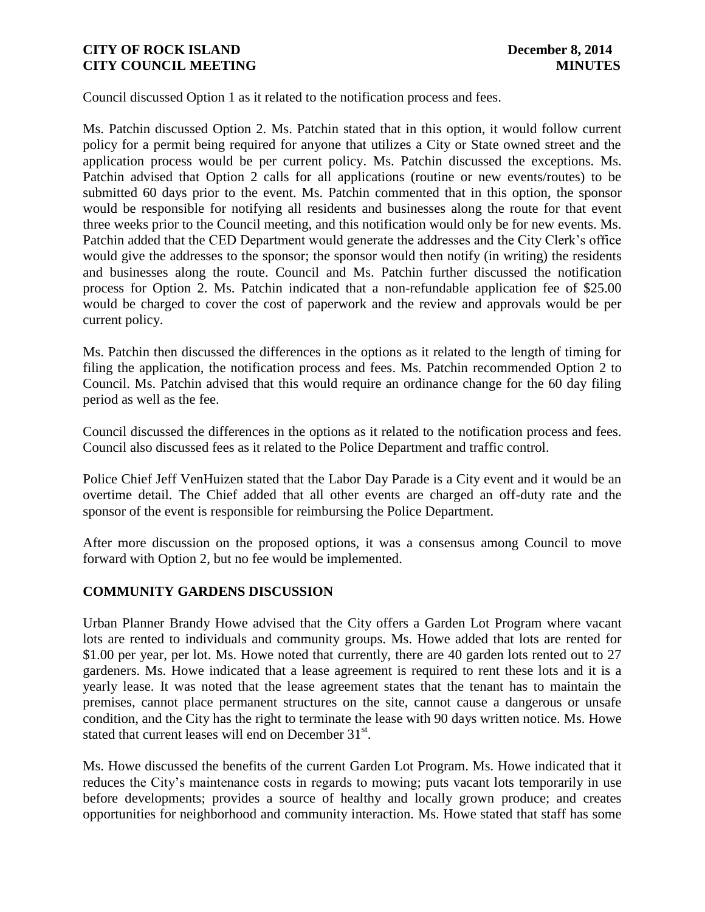Council discussed Option 1 as it related to the notification process and fees.

Ms. Patchin discussed Option 2. Ms. Patchin stated that in this option, it would follow current policy for a permit being required for anyone that utilizes a City or State owned street and the application process would be per current policy. Ms. Patchin discussed the exceptions. Ms. Patchin advised that Option 2 calls for all applications (routine or new events/routes) to be submitted 60 days prior to the event. Ms. Patchin commented that in this option, the sponsor would be responsible for notifying all residents and businesses along the route for that event three weeks prior to the Council meeting, and this notification would only be for new events. Ms. Patchin added that the CED Department would generate the addresses and the City Clerk's office would give the addresses to the sponsor; the sponsor would then notify (in writing) the residents and businesses along the route. Council and Ms. Patchin further discussed the notification process for Option 2. Ms. Patchin indicated that a non-refundable application fee of $25.00 would be charged to cover the cost of paperwork and the review and approvals would be per current policy.

Ms. Patchin then discussed the differences in the options as it related to the length of timing for filing the application, the notification process and fees. Ms. Patchin recommended Option 2 to Council. Ms. Patchin advised that this would require an ordinance change for the 60 day filing period as well as the fee.

Council discussed the differences in the options as it related to the notification process and fees. Council also discussed fees as it related to the Police Department and traffic control.

Police Chief Jeff VenHuizen stated that the Labor Day Parade is a City event and it would be an overtime detail. The Chief added that all other events are charged an off-duty rate and the sponsor of the event is responsible for reimbursing the Police Department.

After more discussion on the proposed options, it was a consensus among Council to move forward with Option 2, but no fee would be implemented.

## COMMUNITY GARDENS DISCUSSION

Urban Planner Brandy Howe advised that the City offers a Garden Lot Program where vacant lots are rented to individuals and community groups. Ms. Howe added that lots are rented for $1.00 per year, per lot. Ms. Howe noted that currently, there are 40 garden lots rented out to 27 gardeners. Ms. Howe indicated that a lease agreement is required to rent these lots and it is a yearly lease. It was noted that the lease agreement states that the tenant has to maintain the premises, cannot place permanent structures on the site, cannot cause a dangerous or unsafe condition, and the City has the right to terminate the lease with 90 days written notice. Ms. Howe stated that current leases will end on December 31st.

Ms. Howe discussed the benefits of the current Garden Lot Program. Ms. Howe indicated that it reduces the City's maintenance costs in regards to mowing; puts vacant lots temporarily in use before developments; provides a source of healthy and locally grown produce; and creates opportunities for neighborhood and community interaction. Ms. Howe stated that staff has some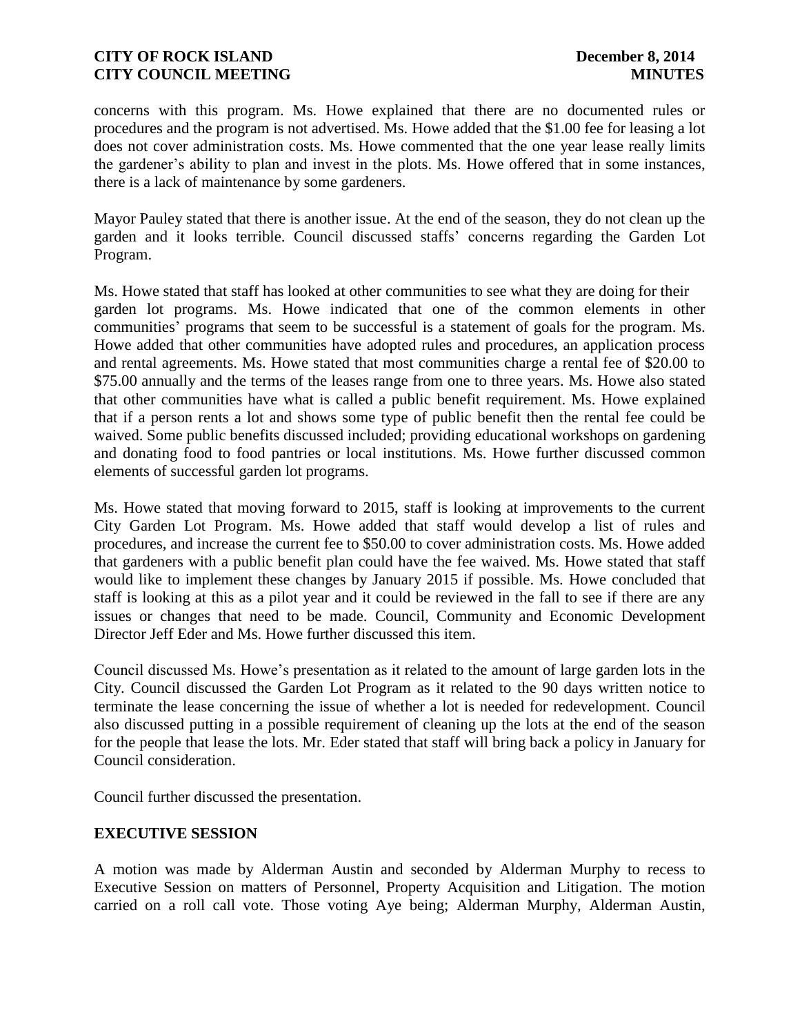concerns with this program. Ms. Howe explained that there are no documented rules or procedures and the program is not advertised. Ms. Howe added that the $1.00 fee for leasing a lot does not cover administration costs. Ms. Howe commented that the one year lease really limits the gardener's ability to plan and invest in the plots. Ms. Howe offered that in some instances, there is a lack of maintenance by some gardeners.

Mayor Pauley stated that there is another issue. At the end of the season, they do not clean up the garden and it looks terrible. Council discussed staffs' concerns regarding the Garden Lot Program.

Ms. Howe stated that staff has looked at other communities to see what they are doing for their garden lot programs. Ms. Howe indicated that one of the common elements in other communities' programs that seem to be successful is a statement of goals for the program. Ms. Howe added that other communities have adopted rules and procedures, an application process and rental agreements. Ms. Howe stated that most communities charge a rental fee of $20.00 to $75.00 annually and the terms of the leases range from one to three years. Ms. Howe also stated that other communities have what is called a public benefit requirement. Ms. Howe explained that if a person rents a lot and shows some type of public benefit then the rental fee could be waived. Some public benefits discussed included; providing educational workshops on gardening and donating food to food pantries or local institutions. Ms. Howe further discussed common elements of successful garden lot programs.

Ms. Howe stated that moving forward to 2015, staff is looking at improvements to the current City Garden Lot Program. Ms. Howe added that staff would develop a list of rules and procedures, and increase the current fee to $50.00 to cover administration costs. Ms. Howe added that gardeners with a public benefit plan could have the fee waived. Ms. Howe stated that staff would like to implement these changes by January 2015 if possible. Ms. Howe concluded that staff is looking at this as a pilot year and it could be reviewed in the fall to see if there are any issues or changes that need to be made. Council, Community and Economic Development Director Jeff Eder and Ms. Howe further discussed this item.

Council discussed Ms. Howe's presentation as it related to the amount of large garden lots in the City. Council discussed the Garden Lot Program as it related to the 90 days written notice to terminate the lease concerning the issue of whether a lot is needed for redevelopment. Council also discussed putting in a possible requirement of cleaning up the lots at the end of the season for the people that lease the lots. Mr. Eder stated that staff will bring back a policy in January for Council consideration.

Council further discussed the presentation.

## EXECUTIVE SESSION

A motion was made by Alderman Austin and seconded by Alderman Murphy to recess to Executive Session on matters of Personnel, Property Acquisition and Litigation. The motion carried on a roll call vote. Those voting Aye being; Alderman Murphy, Alderman Austin,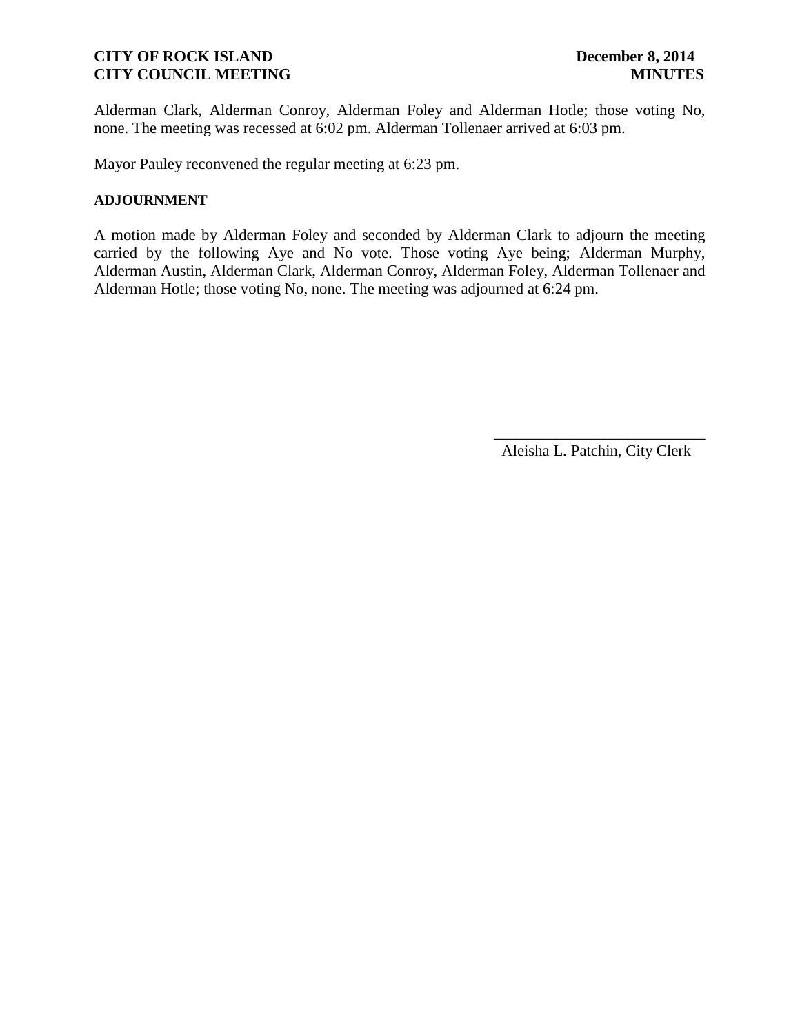Alderman Clark, Alderman Conroy, Alderman Foley and Alderman Hotle; those voting No, none. The meeting was recessed at 6:02 pm. Alderman Tollenaer arrived at 6:03 pm.

Mayor Pauley reconvened the regular meeting at 6:23 pm.

**ADJOURNMENT**

A motion made by Alderman Foley and seconded by Alderman Clark to adjourn the meeting carried by the following Aye and No vote. Those voting Aye being; Alderman Murphy, Alderman Austin, Alderman Clark, Alderman Conroy, Alderman Foley, Alderman Tollenaer and Alderman Hotle; those voting No, none. The meeting was adjourned at 6:24 pm.

___________________________

Aleisha L. Patchin, City Clerk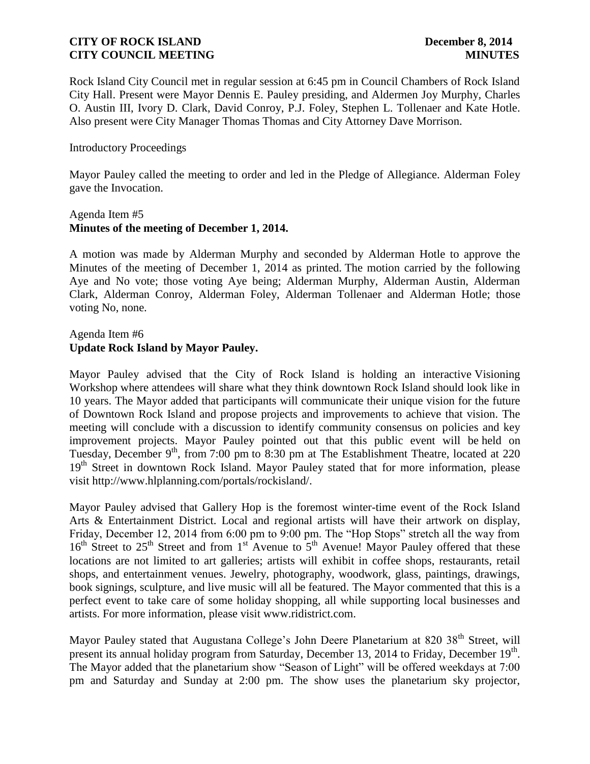Rock Island City Council met in regular session at 6:45 pm in Council Chambers of Rock Island City Hall. Present were Mayor Dennis E. Pauley presiding, and Aldermen Joy Murphy, Charles O. Austin III, Ivory D. Clark, David Conroy, P.J. Foley, Stephen L. Tollenaer and Kate Hotle. Also present were City Manager Thomas Thomas and City Attorney Dave Morrison.

Introductory Proceedings

Mayor Pauley called the meeting to order and led in the Pledge of Allegiance. Alderman Foley gave the Invocation.

Agenda Item #5
**Minutes of the meeting of December 1, 2014.**

A motion was made by Alderman Murphy and seconded by Alderman Hotle to approve the Minutes of the meeting of December 1, 2014 as printed. The motion carried by the following Aye and No vote; those voting Aye being; Alderman Murphy, Alderman Austin, Alderman Clark, Alderman Conroy, Alderman Foley, Alderman Tollenaer and Alderman Hotle; those voting No, none.

Agenda Item #6
**Update Rock Island by Mayor Pauley.**

Mayor Pauley advised that the City of Rock Island is holding an interactive Visioning Workshop where attendees will share what they think downtown Rock Island should look like in 10 years. The Mayor added that participants will communicate their unique vision for the future of Downtown Rock Island and propose projects and improvements to achieve that vision. The meeting will conclude with a discussion to identify community consensus on policies and key improvement projects. Mayor Pauley pointed out that this public event will be held on Tuesday, December 9th, from 7:00 pm to 8:30 pm at The Establishment Theatre, located at 220 19th Street in downtown Rock Island. Mayor Pauley stated that for more information, please visit http://www.hlplanning.com/portals/rockisland/.

Mayor Pauley advised that Gallery Hop is the foremost winter-time event of the Rock Island Arts & Entertainment District. Local and regional artists will have their artwork on display, Friday, December 12, 2014 from 6:00 pm to 9:00 pm. The "Hop Stops" stretch all the way from 16th Street to 25th Street and from 1st Avenue to 5th Avenue! Mayor Pauley offered that these locations are not limited to art galleries; artists will exhibit in coffee shops, restaurants, retail shops, and entertainment venues. Jewelry, photography, woodwork, glass, paintings, drawings, book signings, sculpture, and live music will all be featured. The Mayor commented that this is a perfect event to take care of some holiday shopping, all while supporting local businesses and artists. For more information, please visit www.ridistrict.com.

Mayor Pauley stated that Augustana College's John Deere Planetarium at 820 38th Street, will present its annual holiday program from Saturday, December 13, 2014 to Friday, December 19th. The Mayor added that the planetarium show "Season of Light" will be offered weekdays at 7:00 pm and Saturday and Sunday at 2:00 pm. The show uses the planetarium sky projector,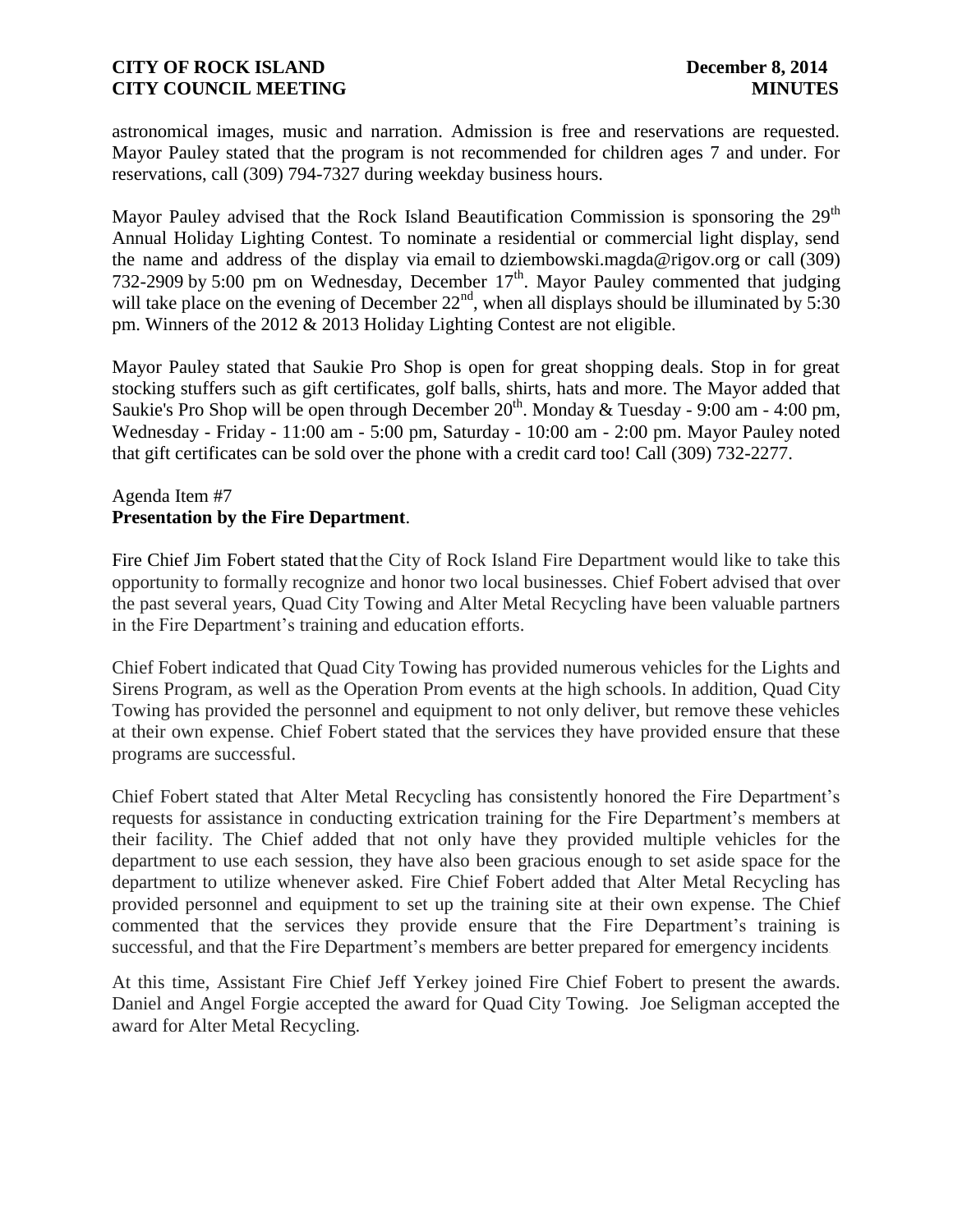astronomical images, music and narration. Admission is free and reservations are requested. Mayor Pauley stated that the program is not recommended for children ages 7 and under. For reservations, call (309) 794-7327 during weekday business hours.

Mayor Pauley advised that the Rock Island Beautification Commission is sponsoring the 29th Annual Holiday Lighting Contest. To nominate a residential or commercial light display, send the name and address of the display via email to dziembowski.magda@rigov.org or call (309) 732-2909 by 5:00 pm on Wednesday, December 17th. Mayor Pauley commented that judging will take place on the evening of December 22nd, when all displays should be illuminated by 5:30 pm. Winners of the 2012 & 2013 Holiday Lighting Contest are not eligible.

Mayor Pauley stated that Saukie Pro Shop is open for great shopping deals. Stop in for great stocking stuffers such as gift certificates, golf balls, shirts, hats and more. The Mayor added that Saukie's Pro Shop will be open through December 20th. Monday & Tuesday - 9:00 am - 4:00 pm, Wednesday - Friday - 11:00 am - 5:00 pm, Saturday - 10:00 am - 2:00 pm. Mayor Pauley noted that gift certificates can be sold over the phone with a credit card too! Call (309) 732-2277.

Agenda Item #7
**Presentation by the Fire Department**.

Fire Chief Jim Fobert stated that the City of Rock Island Fire Department would like to take this opportunity to formally recognize and honor two local businesses. Chief Fobert advised that over the past several years, Quad City Towing and Alter Metal Recycling have been valuable partners in the Fire Department's training and education efforts.

Chief Fobert indicated that Quad City Towing has provided numerous vehicles for the Lights and Sirens Program, as well as the Operation Prom events at the high schools. In addition, Quad City Towing has provided the personnel and equipment to not only deliver, but remove these vehicles at their own expense. Chief Fobert stated that the services they have provided ensure that these programs are successful.

Chief Fobert stated that Alter Metal Recycling has consistently honored the Fire Department's requests for assistance in conducting extrication training for the Fire Department's members at their facility. The Chief added that not only have they provided multiple vehicles for the department to use each session, they have also been gracious enough to set aside space for the department to utilize whenever asked. Fire Chief Fobert added that Alter Metal Recycling has provided personnel and equipment to set up the training site at their own expense. The Chief commented that the services they provide ensure that the Fire Department's training is successful, and that the Fire Department's members are better prepared for emergency incidents.

At this time, Assistant Fire Chief Jeff Yerkey joined Fire Chief Fobert to present the awards. Daniel and Angel Forgie accepted the award for Quad City Towing. Joe Seligman accepted the award for Alter Metal Recycling.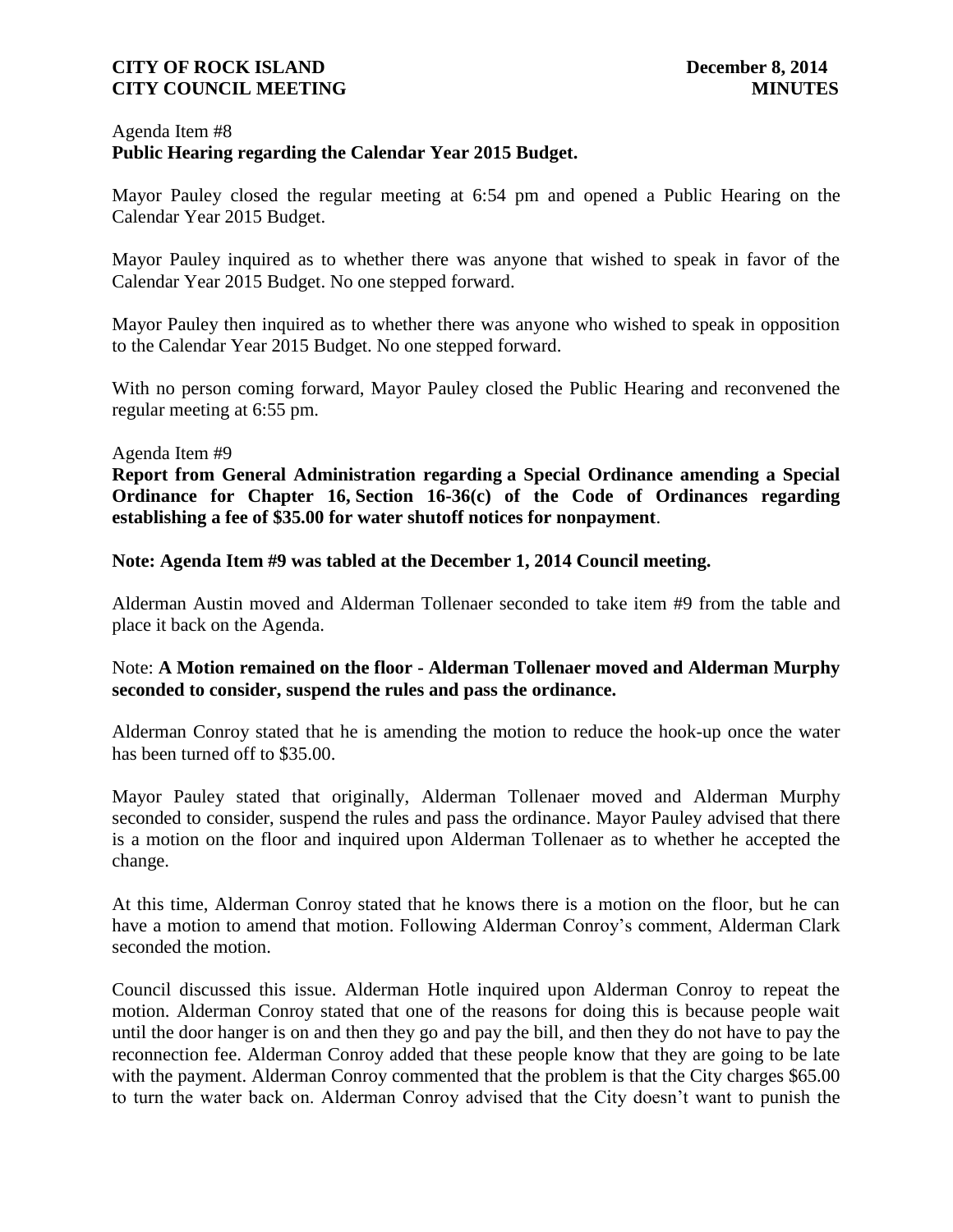Agenda Item #8

**Public Hearing regarding the Calendar Year 2015 Budget.**

Mayor Pauley closed the regular meeting at 6:54 pm and opened a Public Hearing on the Calendar Year 2015 Budget.

Mayor Pauley inquired as to whether there was anyone that wished to speak in favor of the Calendar Year 2015 Budget. No one stepped forward.

Mayor Pauley then inquired as to whether there was anyone who wished to speak in opposition to the Calendar Year 2015 Budget. No one stepped forward.

With no person coming forward, Mayor Pauley closed the Public Hearing and reconvened the regular meeting at 6:55 pm.

Agenda Item #9

**Report from General Administration regarding a Special Ordinance amending a Special Ordinance for Chapter 16, Section 16-36(c) of the Code of Ordinances regarding establishing a fee of $35.00 for water shutoff notices for nonpayment**.

**Note: Agenda Item #9 was tabled at the December 1, 2014 Council meeting.**

Alderman Austin moved and Alderman Tollenaer seconded to take item #9 from the table and place it back on the Agenda.

Note: **A Motion remained on the floor - Alderman Tollenaer moved and Alderman Murphy seconded to consider, suspend the rules and pass the ordinance.**

Alderman Conroy stated that he is amending the motion to reduce the hook-up once the water has been turned off to $35.00.

Mayor Pauley stated that originally, Alderman Tollenaer moved and Alderman Murphy seconded to consider, suspend the rules and pass the ordinance. Mayor Pauley advised that there is a motion on the floor and inquired upon Alderman Tollenaer as to whether he accepted the change.

At this time, Alderman Conroy stated that he knows there is a motion on the floor, but he can have a motion to amend that motion. Following Alderman Conroy's comment, Alderman Clark seconded the motion.

Council discussed this issue. Alderman Hotle inquired upon Alderman Conroy to repeat the motion. Alderman Conroy stated that one of the reasons for doing this is because people wait until the door hanger is on and then they go and pay the bill, and then they do not have to pay the reconnection fee. Alderman Conroy added that these people know that they are going to be late with the payment. Alderman Conroy commented that the problem is that the City charges $65.00 to turn the water back on. Alderman Conroy advised that the City doesn't want to punish the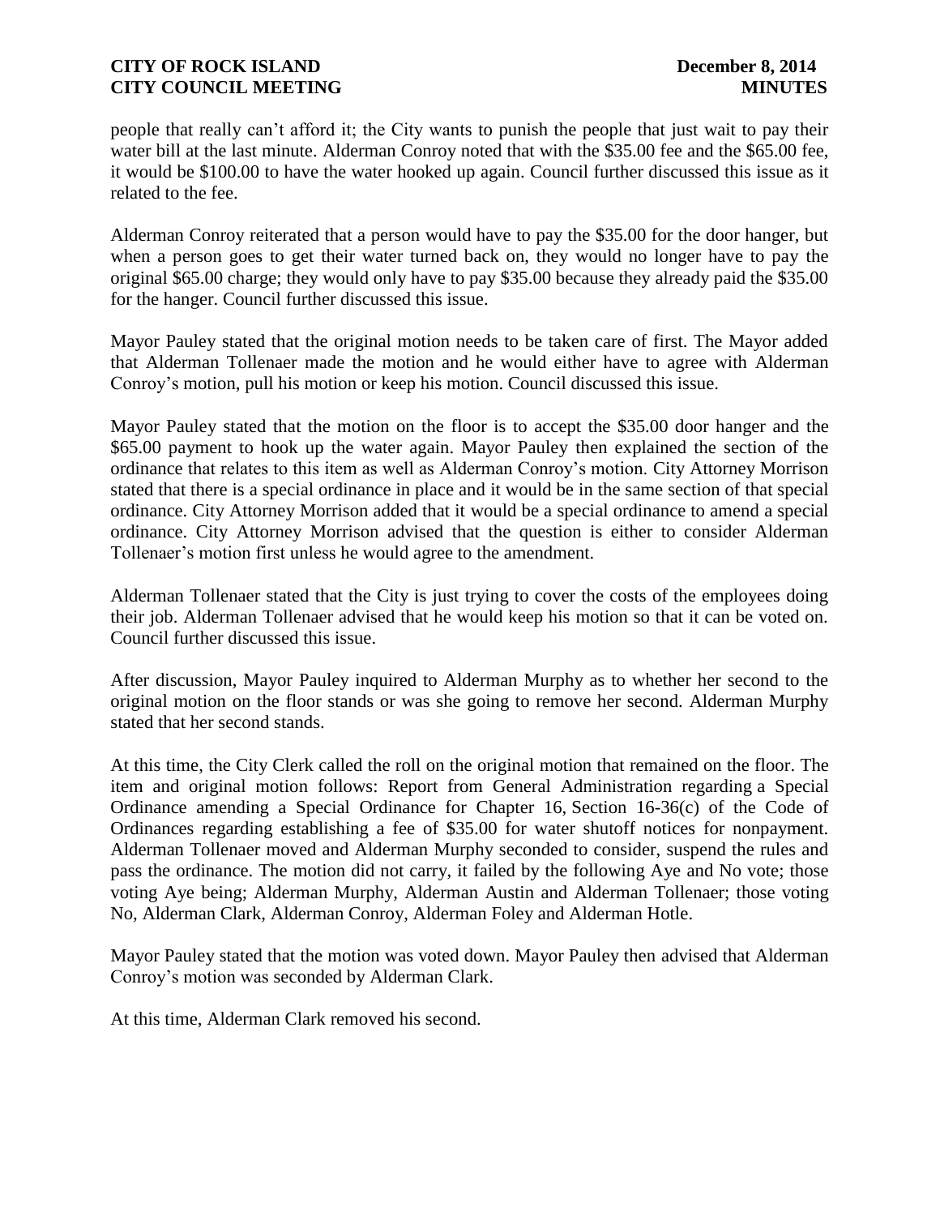people that really can't afford it; the City wants to punish the people that just wait to pay their water bill at the last minute. Alderman Conroy noted that with the $35.00 fee and the $65.00 fee, it would be $100.00 to have the water hooked up again. Council further discussed this issue as it related to the fee.

Alderman Conroy reiterated that a person would have to pay the $35.00 for the door hanger, but when a person goes to get their water turned back on, they would no longer have to pay the original $65.00 charge; they would only have to pay $35.00 because they already paid the $35.00 for the hanger. Council further discussed this issue.

Mayor Pauley stated that the original motion needs to be taken care of first. The Mayor added that Alderman Tollenaer made the motion and he would either have to agree with Alderman Conroy's motion, pull his motion or keep his motion. Council discussed this issue.

Mayor Pauley stated that the motion on the floor is to accept the $35.00 door hanger and the $65.00 payment to hook up the water again. Mayor Pauley then explained the section of the ordinance that relates to this item as well as Alderman Conroy's motion. City Attorney Morrison stated that there is a special ordinance in place and it would be in the same section of that special ordinance. City Attorney Morrison added that it would be a special ordinance to amend a special ordinance. City Attorney Morrison advised that the question is either to consider Alderman Tollenaer's motion first unless he would agree to the amendment.

Alderman Tollenaer stated that the City is just trying to cover the costs of the employees doing their job. Alderman Tollenaer advised that he would keep his motion so that it can be voted on. Council further discussed this issue.

After discussion, Mayor Pauley inquired to Alderman Murphy as to whether her second to the original motion on the floor stands or was she going to remove her second. Alderman Murphy stated that her second stands.

At this time, the City Clerk called the roll on the original motion that remained on the floor. The item and original motion follows: Report from General Administration regarding a Special Ordinance amending a Special Ordinance for Chapter 16, Section 16-36(c) of the Code of Ordinances regarding establishing a fee of $35.00 for water shutoff notices for nonpayment. Alderman Tollenaer moved and Alderman Murphy seconded to consider, suspend the rules and pass the ordinance. The motion did not carry, it failed by the following Aye and No vote; those voting Aye being; Alderman Murphy, Alderman Austin and Alderman Tollenaer; those voting No, Alderman Clark, Alderman Conroy, Alderman Foley and Alderman Hotle.

Mayor Pauley stated that the motion was voted down. Mayor Pauley then advised that Alderman Conroy's motion was seconded by Alderman Clark.

At this time, Alderman Clark removed his second.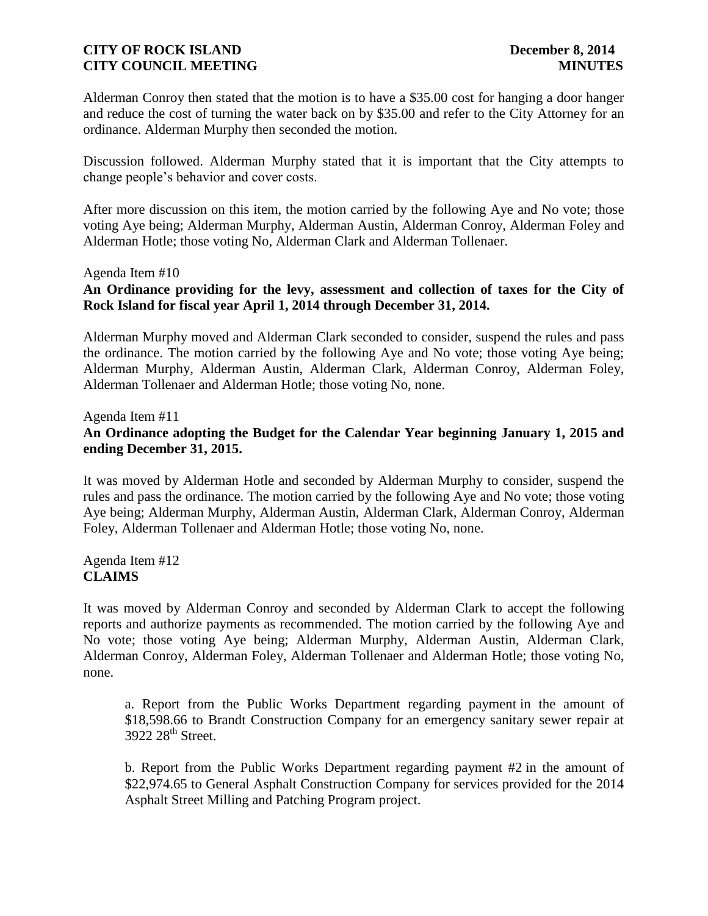Alderman Conroy then stated that the motion is to have a $35.00 cost for hanging a door hanger and reduce the cost of turning the water back on by $35.00 and refer to the City Attorney for an ordinance. Alderman Murphy then seconded the motion.

Discussion followed. Alderman Murphy stated that it is important that the City attempts to change people's behavior and cover costs.

After more discussion on this item, the motion carried by the following Aye and No vote; those voting Aye being; Alderman Murphy, Alderman Austin, Alderman Conroy, Alderman Foley and Alderman Hotle; those voting No, Alderman Clark and Alderman Tollenaer.

Agenda Item #10

**An Ordinance providing for the levy, assessment and collection of taxes for the City of Rock Island for fiscal year April 1, 2014 through December 31, 2014.**

Alderman Murphy moved and Alderman Clark seconded to consider, suspend the rules and pass the ordinance. The motion carried by the following Aye and No vote; those voting Aye being; Alderman Murphy, Alderman Austin, Alderman Clark, Alderman Conroy, Alderman Foley, Alderman Tollenaer and Alderman Hotle; those voting No, none.

Agenda Item #11

**An Ordinance adopting the Budget for the Calendar Year beginning January 1, 2015 and ending December 31, 2015.**

It was moved by Alderman Hotle and seconded by Alderman Murphy to consider, suspend the rules and pass the ordinance. The motion carried by the following Aye and No vote; those voting Aye being; Alderman Murphy, Alderman Austin, Alderman Clark, Alderman Conroy, Alderman Foley, Alderman Tollenaer and Alderman Hotle; those voting No, none.

Agenda Item #12

**CLAIMS**

It was moved by Alderman Conroy and seconded by Alderman Clark to accept the following reports and authorize payments as recommended. The motion carried by the following Aye and No vote; those voting Aye being; Alderman Murphy, Alderman Austin, Alderman Clark, Alderman Conroy, Alderman Foley, Alderman Tollenaer and Alderman Hotle; those voting No, none.

a. Report from the Public Works Department regarding payment in the amount of $18,598.66 to Brandt Construction Company for an emergency sanitary sewer repair at 3922 28th Street.

b. Report from the Public Works Department regarding payment #2 in the amount of $22,974.65 to General Asphalt Construction Company for services provided for the 2014 Asphalt Street Milling and Patching Program project.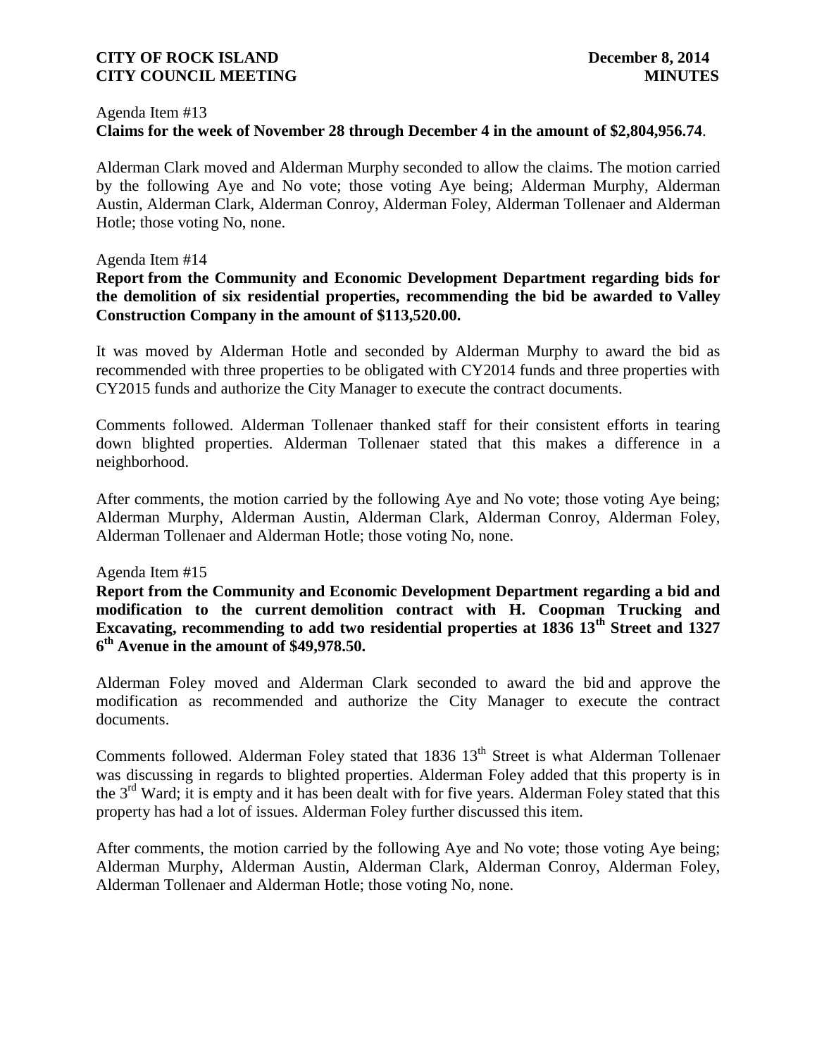Agenda Item #13

**Claims for the week of November 28 through December 4 in the amount of $2,804,956.74**.

Alderman Clark moved and Alderman Murphy seconded to allow the claims. The motion carried by the following Aye and No vote; those voting Aye being; Alderman Murphy, Alderman Austin, Alderman Clark, Alderman Conroy, Alderman Foley, Alderman Tollenaer and Alderman Hotle; those voting No, none.

Agenda Item #14

**Report from the Community and Economic Development Department regarding bids for the demolition of six residential properties, recommending the bid be awarded to Valley Construction Company in the amount of $113,520.00.**

It was moved by Alderman Hotle and seconded by Alderman Murphy to award the bid as recommended with three properties to be obligated with CY2014 funds and three properties with CY2015 funds and authorize the City Manager to execute the contract documents.

Comments followed. Alderman Tollenaer thanked staff for their consistent efforts in tearing down blighted properties. Alderman Tollenaer stated that this makes a difference in a neighborhood.

After comments, the motion carried by the following Aye and No vote; those voting Aye being; Alderman Murphy, Alderman Austin, Alderman Clark, Alderman Conroy, Alderman Foley, Alderman Tollenaer and Alderman Hotle; those voting No, none.

Agenda Item #15

**Report from the Community and Economic Development Department regarding a bid and modification to the current demolition contract with H. Coopman Trucking and Excavating, recommending to add two residential properties at 1836 13th Street and 1327 6th Avenue in the amount of $49,978.50.**

Alderman Foley moved and Alderman Clark seconded to award the bid and approve the modification as recommended and authorize the City Manager to execute the contract documents.

Comments followed. Alderman Foley stated that 1836 13th Street is what Alderman Tollenaer was discussing in regards to blighted properties. Alderman Foley added that this property is in the 3rd Ward; it is empty and it has been dealt with for five years. Alderman Foley stated that this property has had a lot of issues. Alderman Foley further discussed this item.

After comments, the motion carried by the following Aye and No vote; those voting Aye being; Alderman Murphy, Alderman Austin, Alderman Clark, Alderman Conroy, Alderman Foley, Alderman Tollenaer and Alderman Hotle; those voting No, none.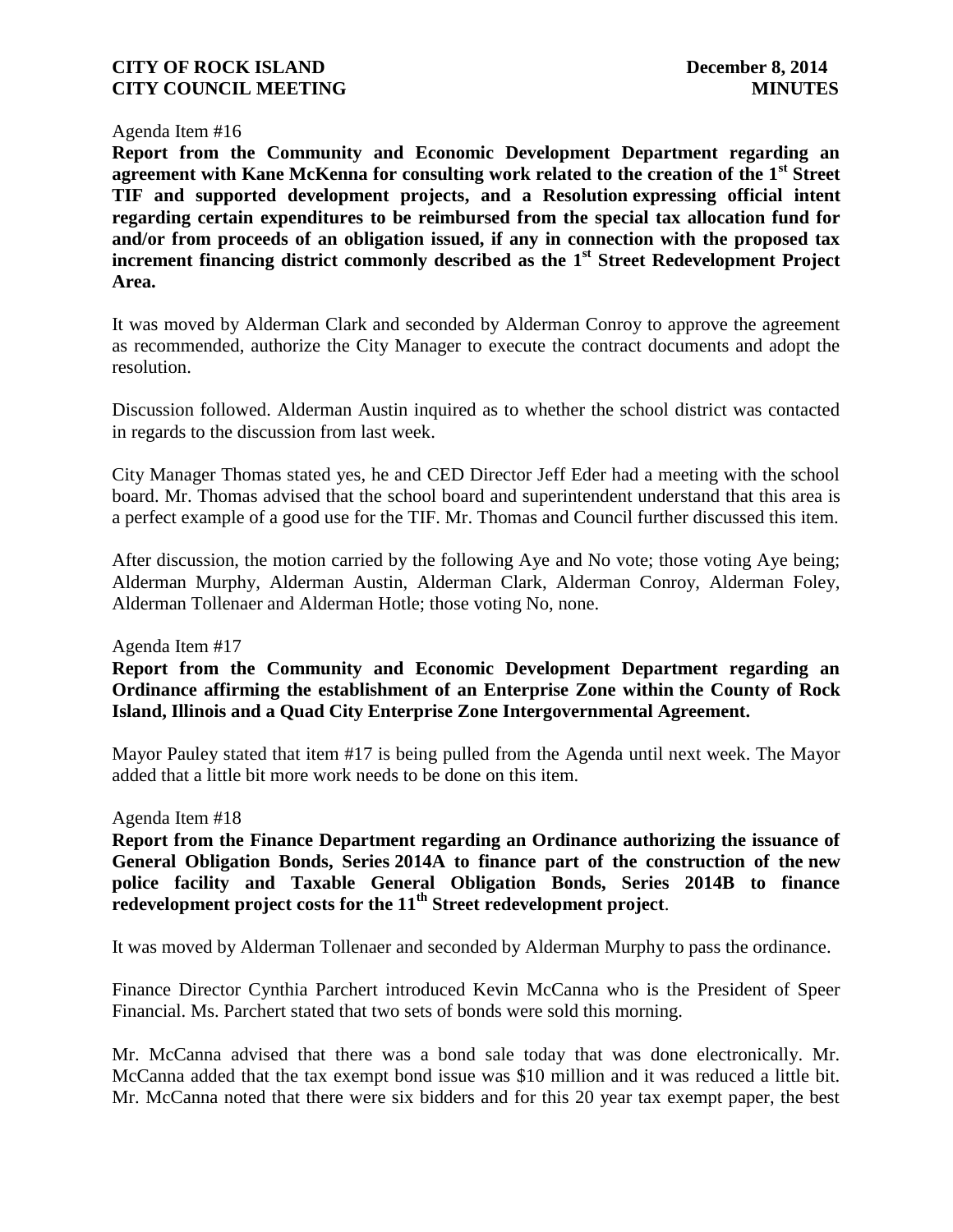Agenda Item #16

**Report from the Community and Economic Development Department regarding an agreement with Kane McKenna for consulting work related to the creation of the 1st Street TIF and supported development projects, and a Resolution expressing official intent regarding certain expenditures to be reimbursed from the special tax allocation fund for and/or from proceeds of an obligation issued, if any in connection with the proposed tax increment financing district commonly described as the 1st Street Redevelopment Project Area.**

It was moved by Alderman Clark and seconded by Alderman Conroy to approve the agreement as recommended, authorize the City Manager to execute the contract documents and adopt the resolution.

Discussion followed. Alderman Austin inquired as to whether the school district was contacted in regards to the discussion from last week.

City Manager Thomas stated yes, he and CED Director Jeff Eder had a meeting with the school board. Mr. Thomas advised that the school board and superintendent understand that this area is a perfect example of a good use for the TIF. Mr. Thomas and Council further discussed this item.

After discussion, the motion carried by the following Aye and No vote; those voting Aye being; Alderman Murphy, Alderman Austin, Alderman Clark, Alderman Conroy, Alderman Foley, Alderman Tollenaer and Alderman Hotle; those voting No, none.

Agenda Item #17

**Report from the Community and Economic Development Department regarding an Ordinance affirming the establishment of an Enterprise Zone within the County of Rock Island, Illinois and a Quad City Enterprise Zone Intergovernmental Agreement.**

Mayor Pauley stated that item #17 is being pulled from the Agenda until next week. The Mayor added that a little bit more work needs to be done on this item.

Agenda Item #18

**Report from the Finance Department regarding an Ordinance authorizing the issuance of General Obligation Bonds, Series 2014A to finance part of the construction of the new police facility and Taxable General Obligation Bonds, Series 2014B to finance redevelopment project costs for the 11th Street redevelopment project**.

It was moved by Alderman Tollenaer and seconded by Alderman Murphy to pass the ordinance.

Finance Director Cynthia Parchert introduced Kevin McCanna who is the President of Speer Financial. Ms. Parchert stated that two sets of bonds were sold this morning.

Mr. McCanna advised that there was a bond sale today that was done electronically. Mr. McCanna added that the tax exempt bond issue was $10 million and it was reduced a little bit. Mr. McCanna noted that there were six bidders and for this 20 year tax exempt paper, the best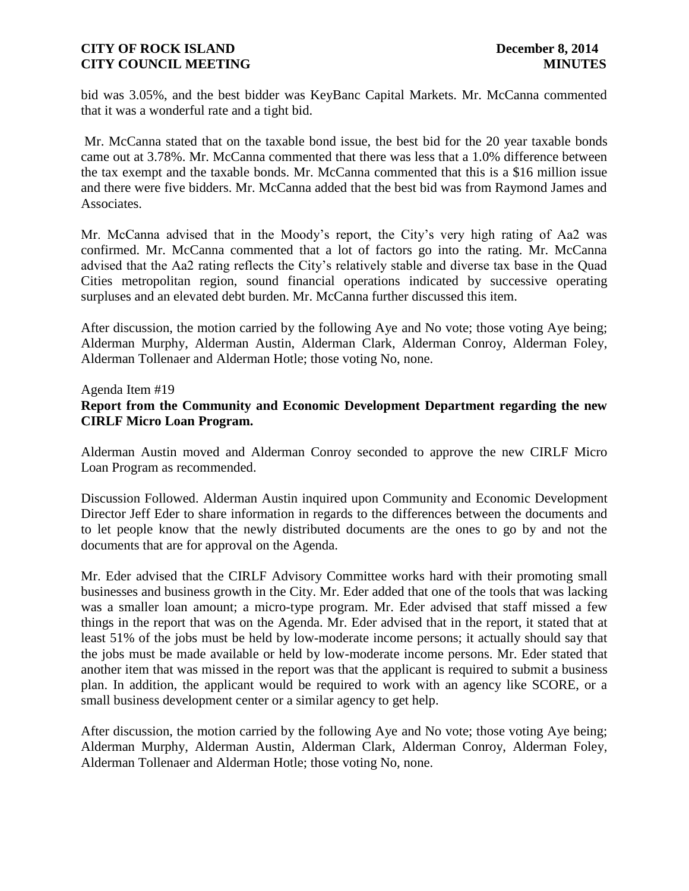bid was 3.05%, and the best bidder was KeyBanc Capital Markets. Mr. McCanna commented that it was a wonderful rate and a tight bid.

Mr. McCanna stated that on the taxable bond issue, the best bid for the 20 year taxable bonds came out at 3.78%. Mr. McCanna commented that there was less that a 1.0% difference between the tax exempt and the taxable bonds. Mr. McCanna commented that this is a $16 million issue and there were five bidders. Mr. McCanna added that the best bid was from Raymond James and Associates.

Mr. McCanna advised that in the Moody's report, the City's very high rating of Aa2 was confirmed. Mr. McCanna commented that a lot of factors go into the rating. Mr. McCanna advised that the Aa2 rating reflects the City's relatively stable and diverse tax base in the Quad Cities metropolitan region, sound financial operations indicated by successive operating surpluses and an elevated debt burden. Mr. McCanna further discussed this item.

After discussion, the motion carried by the following Aye and No vote; those voting Aye being; Alderman Murphy, Alderman Austin, Alderman Clark, Alderman Conroy, Alderman Foley, Alderman Tollenaer and Alderman Hotle; those voting No, none.

Agenda Item #19

**Report from the Community and Economic Development Department regarding the new CIRLF Micro Loan Program.**

Alderman Austin moved and Alderman Conroy seconded to approve the new CIRLF Micro Loan Program as recommended.

Discussion Followed. Alderman Austin inquired upon Community and Economic Development Director Jeff Eder to share information in regards to the differences between the documents and to let people know that the newly distributed documents are the ones to go by and not the documents that are for approval on the Agenda.

Mr. Eder advised that the CIRLF Advisory Committee works hard with their promoting small businesses and business growth in the City. Mr. Eder added that one of the tools that was lacking was a smaller loan amount; a micro-type program. Mr. Eder advised that staff missed a few things in the report that was on the Agenda. Mr. Eder advised that in the report, it stated that at least 51% of the jobs must be held by low-moderate income persons; it actually should say that the jobs must be made available or held by low-moderate income persons. Mr. Eder stated that another item that was missed in the report was that the applicant is required to submit a business plan. In addition, the applicant would be required to work with an agency like SCORE, or a small business development center or a similar agency to get help.

After discussion, the motion carried by the following Aye and No vote; those voting Aye being; Alderman Murphy, Alderman Austin, Alderman Clark, Alderman Conroy, Alderman Foley, Alderman Tollenaer and Alderman Hotle; those voting No, none.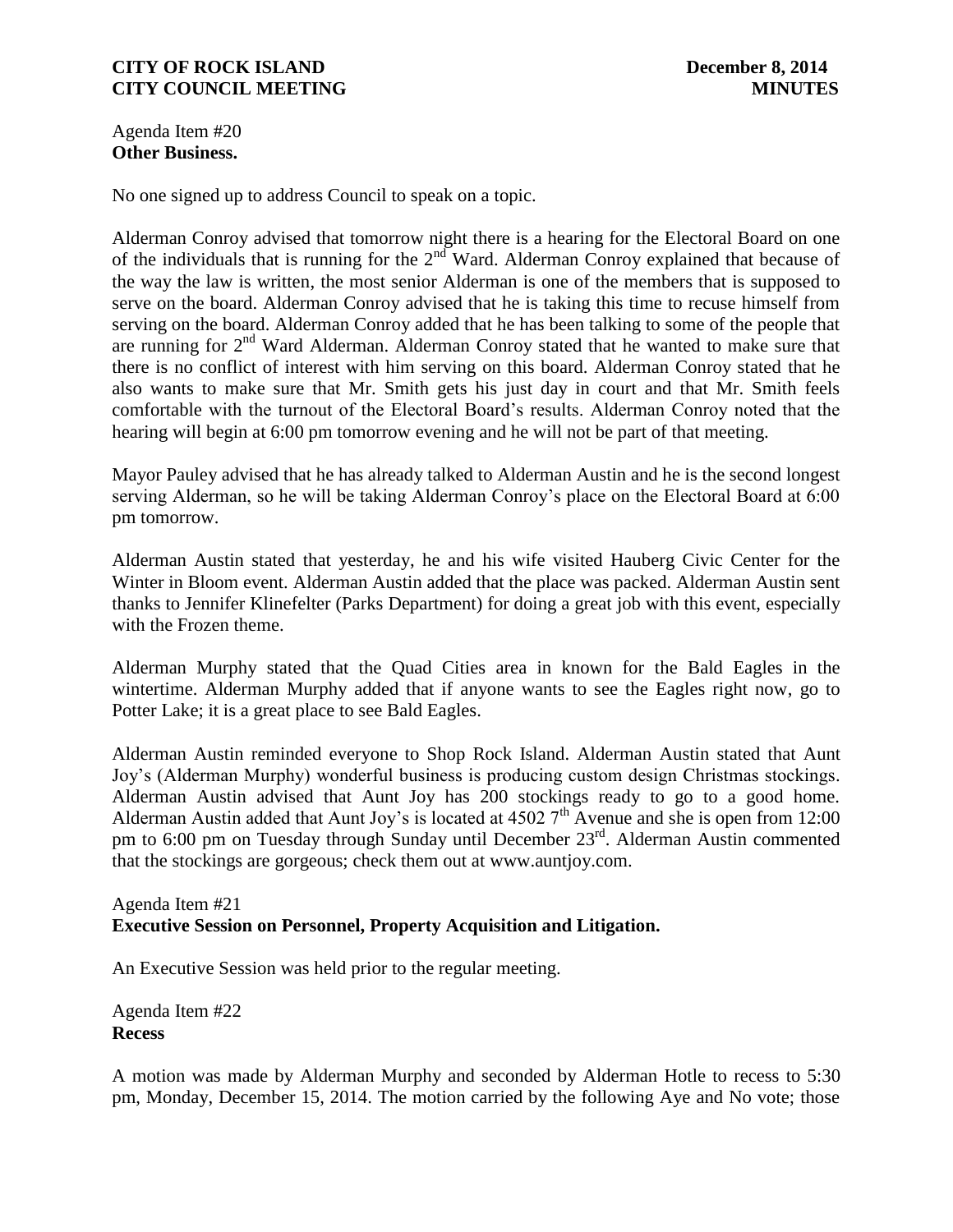Agenda Item #20
**Other Business.**

No one signed up to address Council to speak on a topic.

Alderman Conroy advised that tomorrow night there is a hearing for the Electoral Board on one of the individuals that is running for the 2nd Ward. Alderman Conroy explained that because of the way the law is written, the most senior Alderman is one of the members that is supposed to serve on the board. Alderman Conroy advised that he is taking this time to recuse himself from serving on the board. Alderman Conroy added that he has been talking to some of the people that are running for 2nd Ward Alderman. Alderman Conroy stated that he wanted to make sure that there is no conflict of interest with him serving on this board. Alderman Conroy stated that he also wants to make sure that Mr. Smith gets his just day in court and that Mr. Smith feels comfortable with the turnout of the Electoral Board's results. Alderman Conroy noted that the hearing will begin at 6:00 pm tomorrow evening and he will not be part of that meeting.

Mayor Pauley advised that he has already talked to Alderman Austin and he is the second longest serving Alderman, so he will be taking Alderman Conroy's place on the Electoral Board at 6:00 pm tomorrow.

Alderman Austin stated that yesterday, he and his wife visited Hauberg Civic Center for the Winter in Bloom event. Alderman Austin added that the place was packed. Alderman Austin sent thanks to Jennifer Klinefelter (Parks Department) for doing a great job with this event, especially with the Frozen theme.

Alderman Murphy stated that the Quad Cities area in known for the Bald Eagles in the wintertime. Alderman Murphy added that if anyone wants to see the Eagles right now, go to Potter Lake; it is a great place to see Bald Eagles.

Alderman Austin reminded everyone to Shop Rock Island. Alderman Austin stated that Aunt Joy's (Alderman Murphy) wonderful business is producing custom design Christmas stockings. Alderman Austin advised that Aunt Joy has 200 stockings ready to go to a good home. Alderman Austin added that Aunt Joy's is located at 4502 7th Avenue and she is open from 12:00 pm to 6:00 pm on Tuesday through Sunday until December 23rd. Alderman Austin commented that the stockings are gorgeous; check them out at www.auntjoy.com.

Agenda Item #21
**Executive Session on Personnel, Property Acquisition and Litigation.**

An Executive Session was held prior to the regular meeting.

Agenda Item #22
**Recess**

A motion was made by Alderman Murphy and seconded by Alderman Hotle to recess to 5:30 pm, Monday, December 15, 2014. The motion carried by the following Aye and No vote; those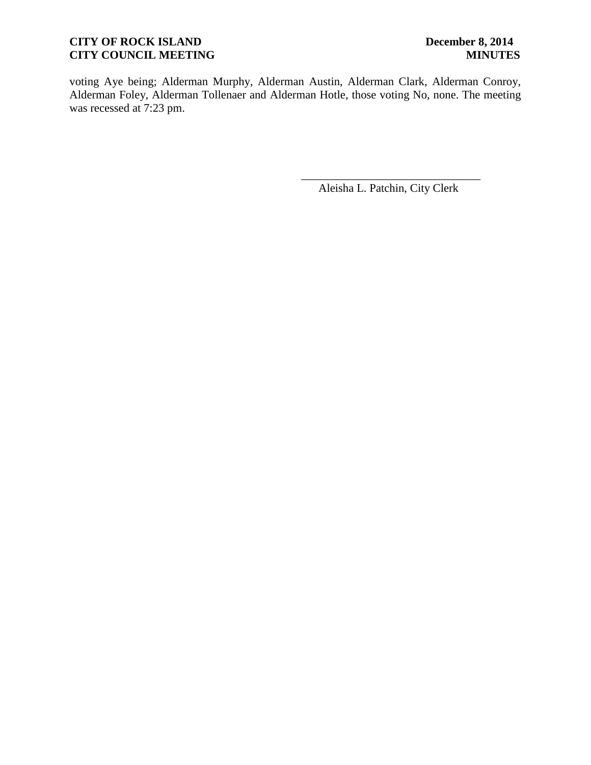voting Aye being; Alderman Murphy, Alderman Austin, Alderman Clark, Alderman Conroy, Alderman Foley, Alderman Tollenaer and Alderman Hotle, those voting No, none. The meeting was recessed at 7:23 pm.

_______________________________
Aleisha L. Patchin, City Clerk